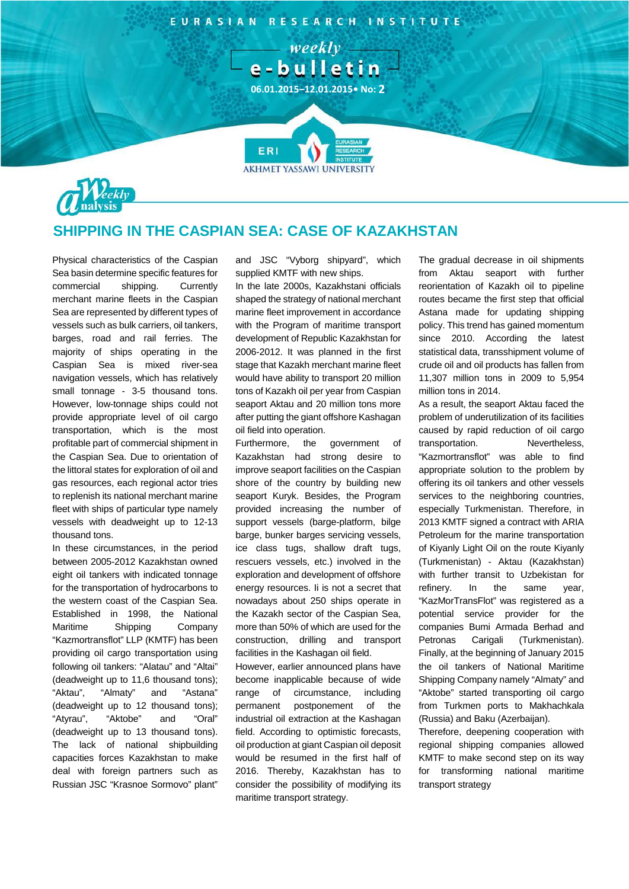# EURASIAN RESEARCH INSTITUTE

## weekly e-bulletin

06.01.2015–12.01.2015• No: 2

ERI EURASIAN RESEARCH INSTITUTE
AKHMET YASSAWI UNIVERSITY

Weekly analysis

## SHIPPING IN THE CASPIAN SEA: CASE OF KAZAKHSTAN

Physical characteristics of the Caspian Sea basin determine specific features for commercial shipping. Currently merchant marine fleets in the Caspian Sea are represented by different types of vessels such as bulk carriers, oil tankers, barges, road and rail ferries. The majority of ships operating in the Caspian Sea is mixed river-sea navigation vessels, which has relatively small tonnage - 3-5 thousand tons. However, low-tonnage ships could not provide appropriate level of oil cargo transportation, which is the most profitable part of commercial shipment in the Caspian Sea. Due to orientation of the littoral states for exploration of oil and gas resources, each regional actor tries to replenish its national merchant marine fleet with ships of particular type namely vessels with deadweight up to 12-13 thousand tons.

In these circumstances, in the period between 2005-2012 Kazakhstan owned eight oil tankers with indicated tonnage for the transportation of hydrocarbons to the western coast of the Caspian Sea. Established in 1998, the National Maritime Shipping Company "Kazmortransflot" LLP (KMTF) has been providing oil cargo transportation using following oil tankers: "Alatau" and "Altai" (deadweight up to 11,6 thousand tons); "Aktau", "Almaty" and "Astana" (deadweight up to 12 thousand tons); "Atyrau", "Aktobe" and "Oral" (deadweight up to 13 thousand tons). The lack of national shipbuilding capacities forces Kazakhstan to make deal with foreign partners such as Russian JSC "Krasnoe Sormovo" plant" and JSC "Vyborg shipyard", which supplied KMTF with new ships.

In the late 2000s, Kazakhstani officials shaped the strategy of national merchant marine fleet improvement in accordance with the Program of maritime transport development of Republic Kazakhstan for 2006-2012. It was planned in the first stage that Kazakh merchant marine fleet would have ability to transport 20 million tons of Kazakh oil per year from Caspian seaport Aktau and 20 million tons more after putting the giant offshore Kashagan oil field into operation.

Furthermore, the government of Kazakhstan had strong desire to improve seaport facilities on the Caspian shore of the country by building new seaport Kuryk. Besides, the Program provided increasing the number of support vessels (barge-platform, bilge barge, bunker barges servicing vessels, ice class tugs, shallow draft tugs, rescuers vessels, etc.) involved in the exploration and development of offshore energy resources. Ii is not a secret that nowadays about 250 ships operate in the Kazakh sector of the Caspian Sea, more than 50% of which are used for the construction, drilling and transport facilities in the Kashagan oil field.

However, earlier announced plans have become inapplicable because of wide range of circumstance, including permanent postponement of the industrial oil extraction at the Kashagan field. According to optimistic forecasts, oil production at giant Caspian oil deposit would be resumed in the first half of 2016. Thereby, Kazakhstan has to consider the possibility of modifying its maritime transport strategy.

The gradual decrease in oil shipments from Aktau seaport with further reorientation of Kazakh oil to pipeline routes became the first step that official Astana made for updating shipping policy. This trend has gained momentum since 2010. According the latest statistical data, transshipment volume of crude oil and oil products has fallen from 11,307 million tons in 2009 to 5,954 million tons in 2014.

As a result, the seaport Aktau faced the problem of underutilization of its facilities caused by rapid reduction of oil cargo transportation. Nevertheless, "Kazmortransflot" was able to find appropriate solution to the problem by offering its oil tankers and other vessels services to the neighboring countries, especially Turkmenistan. Therefore, in 2013 KMTF signed a contract with ARIA Petroleum for the marine transportation of Kiyanly Light Oil on the route Kiyanly (Turkmenistan) - Aktau (Kazakhstan) with further transit to Uzbekistan for refinery. In the same year, "KazMorTransFlot" was registered as a potential service provider for the companies Bumi Armada Berhad and Petronas Carigali (Turkmenistan). Finally, at the beginning of January 2015 the oil tankers of National Maritime Shipping Company namely "Almaty" and "Aktobe" started transporting oil cargo from Turkmen ports to Makhachkala (Russia) and Baku (Azerbaijan).

Therefore, deepening cooperation with regional shipping companies allowed KMTF to make second step on its way for transforming national maritime transport strategy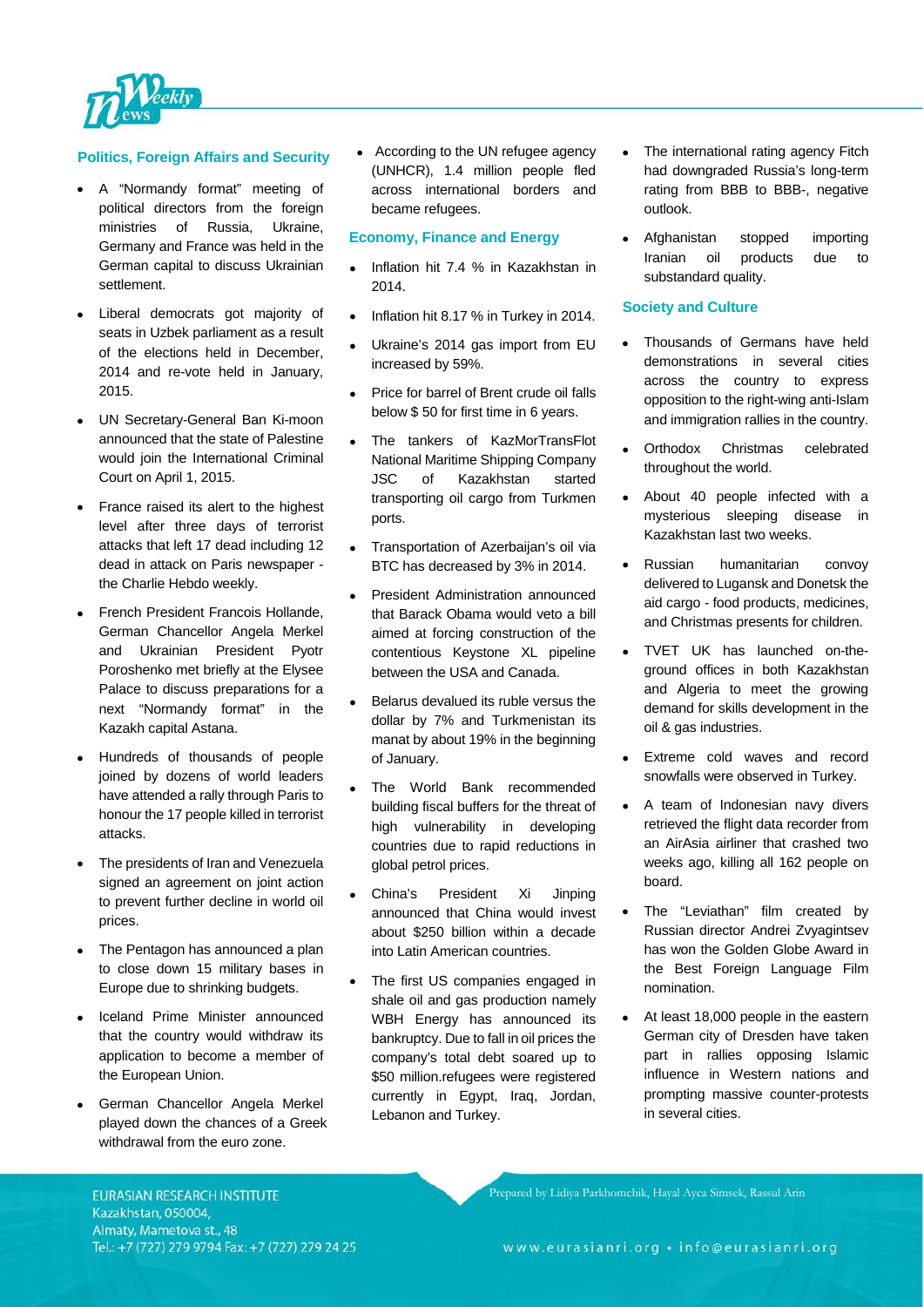### Politics, Foreign Affairs and Security

- A "Normandy format" meeting of political directors from the foreign ministries of Russia, Ukraine, Germany and France was held in the German capital to discuss Ukrainian settlement.
- Liberal democrats got majority of seats in Uzbek parliament as a result of the elections held in December, 2014 and re-vote held in January, 2015.
- UN Secretary-General Ban Ki-moon announced that the state of Palestine would join the International Criminal Court on April 1, 2015.
- France raised its alert to the highest level after three days of terrorist attacks that left 17 dead including 12 dead in attack on Paris newspaper - the Charlie Hebdo weekly.
- French President Francois Hollande, German Chancellor Angela Merkel and Ukrainian President Pyotr Poroshenko met briefly at the Elysee Palace to discuss preparations for a next "Normandy format" in the Kazakh capital Astana.
- Hundreds of thousands of people joined by dozens of world leaders have attended a rally through Paris to honour the 17 people killed in terrorist attacks.
- The presidents of Iran and Venezuela signed an agreement on joint action to prevent further decline in world oil prices.
- The Pentagon has announced a plan to close down 15 military bases in Europe due to shrinking budgets.
- Iceland Prime Minister announced that the country would withdraw its application to become a member of the European Union.
- German Chancellor Angela Merkel played down the chances of a Greek withdrawal from the euro zone.
- According to the UN refugee agency (UNHCR), 1.4 million people fled across international borders and became refugees.

### Economy, Finance and Energy

- Inflation hit 7.4 % in Kazakhstan in 2014.
- Inflation hit 8.17 % in Turkey in 2014.
- Ukraine's 2014 gas import from EU increased by 59%.
- Price for barrel of Brent crude oil falls below $ 50 for first time in 6 years.
- The tankers of KazMorTransFlot National Maritime Shipping Company JSC of Kazakhstan started transporting oil cargo from Turkmen ports.
- Transportation of Azerbaijan's oil via BTC has decreased by 3% in 2014.
- President Administration announced that Barack Obama would veto a bill aimed at forcing construction of the contentious Keystone XL pipeline between the USA and Canada.
- Belarus devalued its ruble versus the dollar by 7% and Turkmenistan its manat by about 19% in the beginning of January.
- The World Bank recommended building fiscal buffers for the threat of high vulnerability in developing countries due to rapid reductions in global petrol prices.
- China's President Xi Jinping announced that China would invest about $250 billion within a decade into Latin American countries.
- The first US companies engaged in shale oil and gas production namely WBH Energy has announced its bankruptcy. Due to fall in oil prices the company's total debt soared up to $50 million.refugees were registered currently in Egypt, Iraq, Jordan, Lebanon and Turkey.
- The international rating agency Fitch had downgraded Russia's long-term rating from BBB to BBB-, negative outlook.
- Afghanistan stopped importing Iranian oil products due to substandard quality.

### Society and Culture

- Thousands of Germans have held demonstrations in several cities across the country to express opposition to the right-wing anti-Islam and immigration rallies in the country.
- Orthodox Christmas celebrated throughout the world.
- About 40 people infected with a mysterious sleeping disease in Kazakhstan last two weeks.
- Russian humanitarian convoy delivered to Lugansk and Donetsk the aid cargo - food products, medicines, and Christmas presents for children.
- TVET UK has launched on-the-ground offices in both Kazakhstan and Algeria to meet the growing demand for skills development in the oil & gas industries.
- Extreme cold waves and record snowfalls were observed in Turkey.
- A team of Indonesian navy divers retrieved the flight data recorder from an AirAsia airliner that crashed two weeks ago, killing all 162 people on board.
- The "Leviathan" film created by Russian director Andrei Zvyagintsev has won the Golden Globe Award in the Best Foreign Language Film nomination.
- At least 18,000 people in the eastern German city of Dresden have taken part in rallies opposing Islamic influence in Western nations and prompting massive counter-protests in several cities.

Prepared by Lidiya Parkhomchik, Hayal Ayca Simsek, Rassul Arin